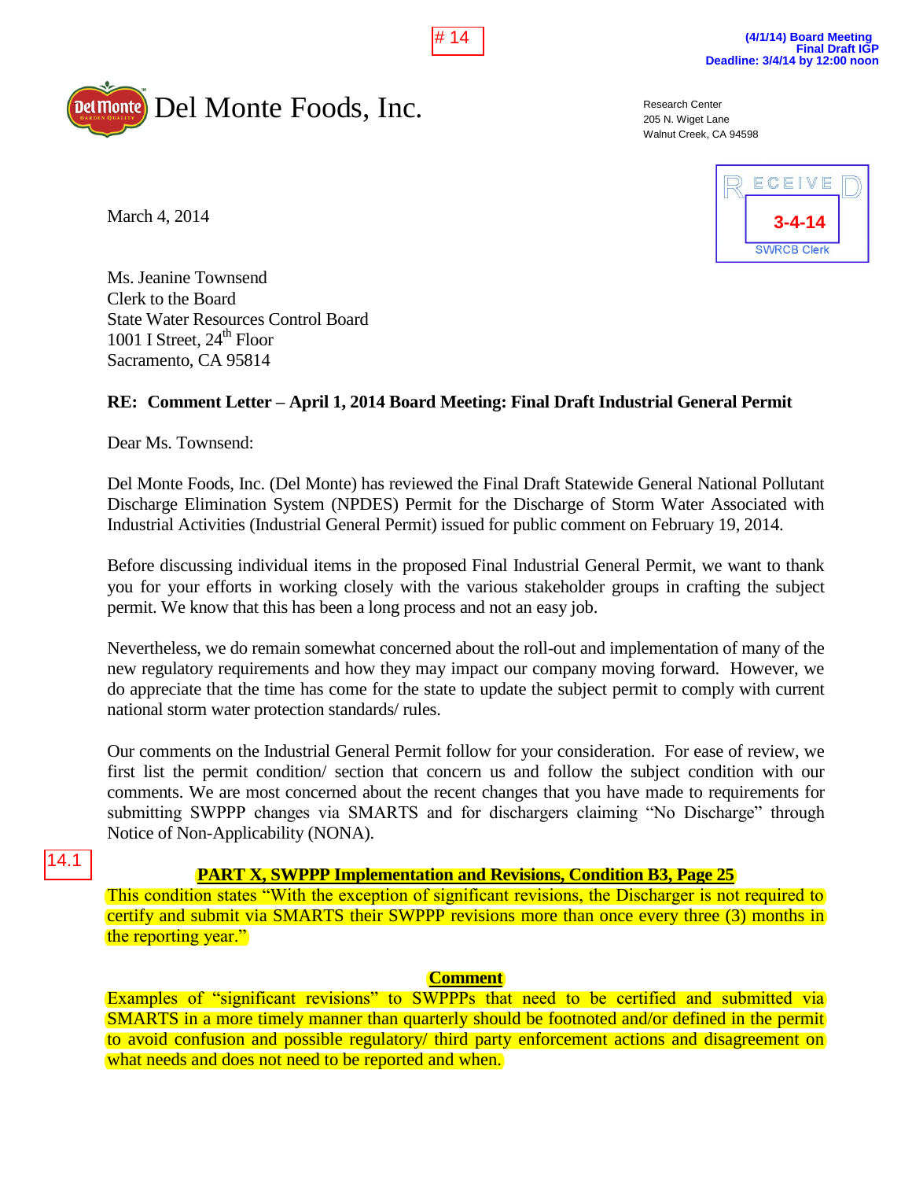# 14

**(4/1/14) Board Meeting**
**Final Draft IGP**
**Deadline: 3/4/14 by 12:00 noon**

Del Monte Foods, Inc.

Research Center
205 N. Wiget Lane
Walnut Creek, CA 94598

RECEIVED
3-4-14
SWRCB Clerk

March 4, 2014

Ms. Jeanine Townsend
Clerk to the Board
State Water Resources Control Board
1001 I Street, 24th Floor
Sacramento, CA 95814

**RE: Comment Letter – April 1, 2014 Board Meeting: Final Draft Industrial General Permit**

Dear Ms. Townsend:

Del Monte Foods, Inc. (Del Monte) has reviewed the Final Draft Statewide General National Pollutant Discharge Elimination System (NPDES) Permit for the Discharge of Storm Water Associated with Industrial Activities (Industrial General Permit) issued for public comment on February 19, 2014.

Before discussing individual items in the proposed Final Industrial General Permit, we want to thank you for your efforts in working closely with the various stakeholder groups in crafting the subject permit. We know that this has been a long process and not an easy job.

Nevertheless, we do remain somewhat concerned about the roll-out and implementation of many of the new regulatory requirements and how they may impact our company moving forward. However, we do appreciate that the time has come for the state to update the subject permit to comply with current national storm water protection standards/ rules.

Our comments on the Industrial General Permit follow for your consideration. For ease of review, we first list the permit condition/ section that concern us and follow the subject condition with our comments. We are most concerned about the recent changes that you have made to requirements for submitting SWPPP changes via SMARTS and for dischargers claiming "No Discharge" through Notice of Non-Applicability (NONA).

14.1

**PART X, SWPPP Implementation and Revisions, Condition B3, Page 25**

This condition states "With the exception of significant revisions, the Discharger is not required to certify and submit via SMARTS their SWPPP revisions more than once every three (3) months in the reporting year."

**Comment**

Examples of "significant revisions" to SWPPPs that need to be certified and submitted via SMARTS in a more timely manner than quarterly should be footnoted and/or defined in the permit to avoid confusion and possible regulatory/ third party enforcement actions and disagreement on what needs and does not need to be reported and when.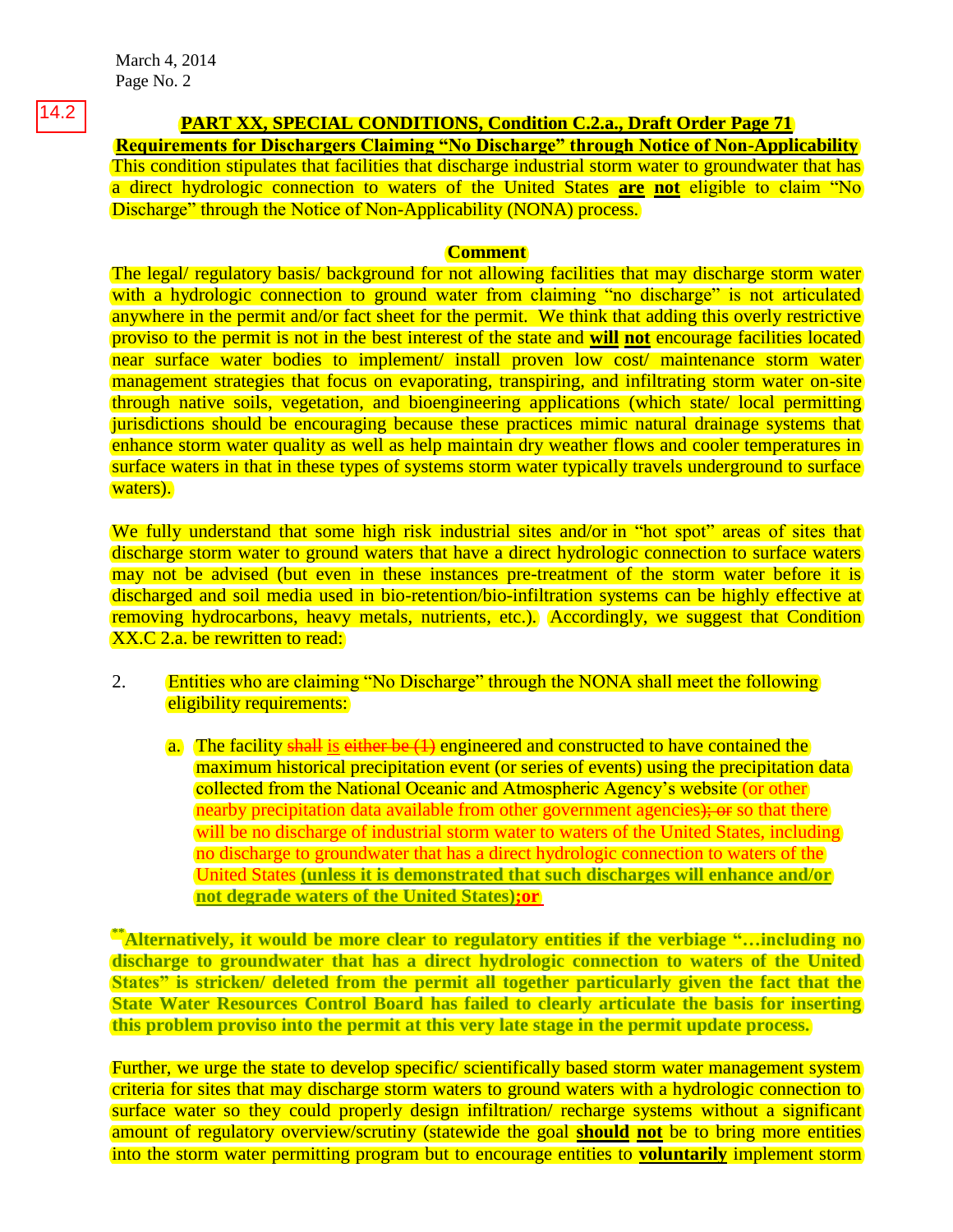14.2

**PART XX, SPECIAL CONDITIONS, Condition C.2.a., Draft Order Page 71**

**Requirements for Dischargers Claiming "No Discharge" through Notice of Non-Applicability**

This condition stipulates that facilities that discharge industrial storm water to groundwater that has a direct hydrologic connection to waters of the United States **are not** eligible to claim "No Discharge" through the Notice of Non-Applicability (NONA) process.

**Comment**

The legal/ regulatory basis/ background for not allowing facilities that may discharge storm water with a hydrologic connection to ground water from claiming "no discharge" is not articulated anywhere in the permit and/or fact sheet for the permit. We think that adding this overly restrictive proviso to the permit is not in the best interest of the state and **will not** encourage facilities located near surface water bodies to implement/ install proven low cost/ maintenance storm water management strategies that focus on evaporating, transpiring, and infiltrating storm water on-site through native soils, vegetation, and bioengineering applications (which state/ local permitting jurisdictions should be encouraging because these practices mimic natural drainage systems that enhance storm water quality as well as help maintain dry weather flows and cooler temperatures in surface waters in that in these types of systems storm water typically travels underground to surface waters).

We fully understand that some high risk industrial sites and/or in "hot spot" areas of sites that discharge storm water to ground waters that have a direct hydrologic connection to surface waters may not be advised (but even in these instances pre-treatment of the storm water before it is discharged and soil media used in bio-retention/bio-infiltration systems can be highly effective at removing hydrocarbons, heavy metals, nutrients, etc.). Accordingly, we suggest that Condition XX.C 2.a. be rewritten to read:

2. Entities who are claiming "No Discharge" through the NONA shall meet the following eligibility requirements:

   a. The facility ~~shall~~ is ~~either be (1)~~ engineered and constructed to have contained the maximum historical precipitation event (or series of events) using the precipitation data collected from the National Oceanic and Atmospheric Agency's website (or other nearby precipitation data available from other government agencies)~~; or~~ so that there will be no discharge of industrial storm water to waters of the United States, including no discharge to groundwater that has a direct hydrologic connection to waters of the United States **(unless it is demonstrated that such discharges will enhance and/or not degrade waters of the United States);or**

**Alternatively, it would be more clear to regulatory entities if the verbiage "…including no discharge to groundwater that has a direct hydrologic connection to waters of the United States" is stricken/ deleted from the permit all together particularly given the fact that the State Water Resources Control Board has failed to clearly articulate the basis for inserting this problem proviso into the permit at this very late stage in the permit update process.**

Further, we urge the state to develop specific/ scientifically based storm water management system criteria for sites that may discharge storm waters to ground waters with a hydrologic connection to surface water so they could properly design infiltration/ recharge systems without a significant amount of regulatory overview/scrutiny (statewide the goal **should not** be to bring more entities into the storm water permitting program but to encourage entities to **voluntarily** implement storm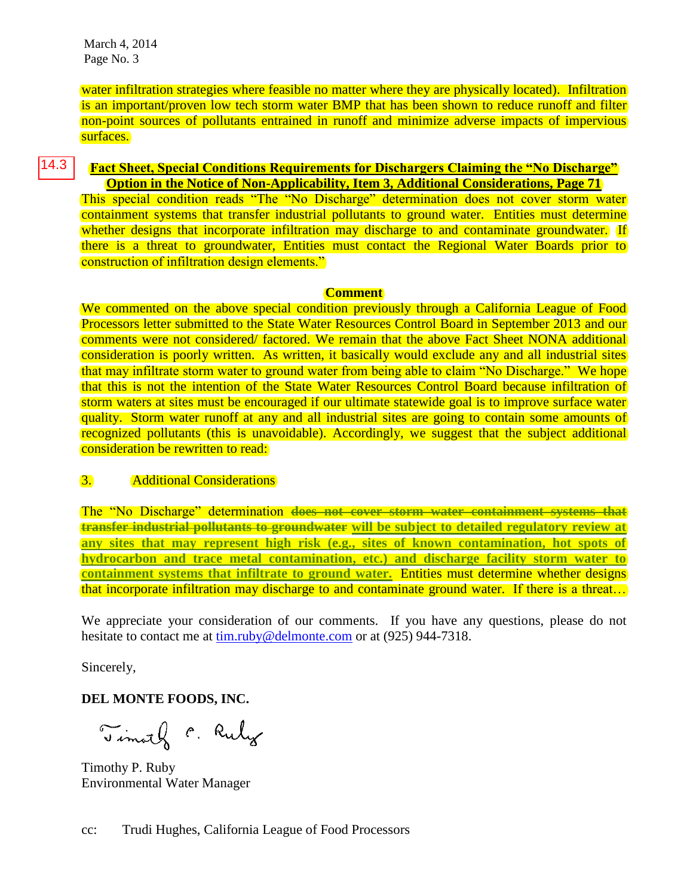water infiltration strategies where feasible no matter where they are physically located). Infiltration is an important/proven low tech storm water BMP that has been shown to reduce runoff and filter non-point sources of pollutants entrained in runoff and minimize adverse impacts of impervious surfaces.

14.3

**Fact Sheet, Special Conditions Requirements for Dischargers Claiming the "No Discharge" Option in the Notice of Non-Applicability, Item 3, Additional Considerations, Page 71**

This special condition reads "The "No Discharge" determination does not cover storm water containment systems that transfer industrial pollutants to ground water. Entities must determine whether designs that incorporate infiltration may discharge to and contaminate groundwater. If there is a threat to groundwater, Entities must contact the Regional Water Boards prior to construction of infiltration design elements."

**Comment**

We commented on the above special condition previously through a California League of Food Processors letter submitted to the State Water Resources Control Board in September 2013 and our comments were not considered/ factored. We remain that the above Fact Sheet NONA additional consideration is poorly written. As written, it basically would exclude any and all industrial sites that may infiltrate storm water to ground water from being able to claim "No Discharge." We hope that this is not the intention of the State Water Resources Control Board because infiltration of storm waters at sites must be encouraged if our ultimate statewide goal is to improve surface water quality. Storm water runoff at any and all industrial sites are going to contain some amounts of recognized pollutants (this is unavoidable). Accordingly, we suggest that the subject additional consideration be rewritten to read:

3. Additional Considerations

The "No Discharge" determination ~~does not cover storm water containment systems that transfer industrial pollutants to groundwater~~ **will be subject to detailed regulatory review at any sites that may represent high risk (e.g., sites of known contamination, hot spots of hydrocarbon and trace metal contamination, etc.) and discharge facility storm water to containment systems that infiltrate to ground water.** Entities must determine whether designs that incorporate infiltration may discharge to and contaminate ground water. If there is a threat…

We appreciate your consideration of our comments. If you have any questions, please do not hesitate to contact me at tim.ruby@delmonte.com or at (925) 944-7318.

Sincerely,

**DEL MONTE FOODS, INC.**

Timothy P. Ruby
Environmental Water Manager

cc: Trudi Hughes, California League of Food Processors